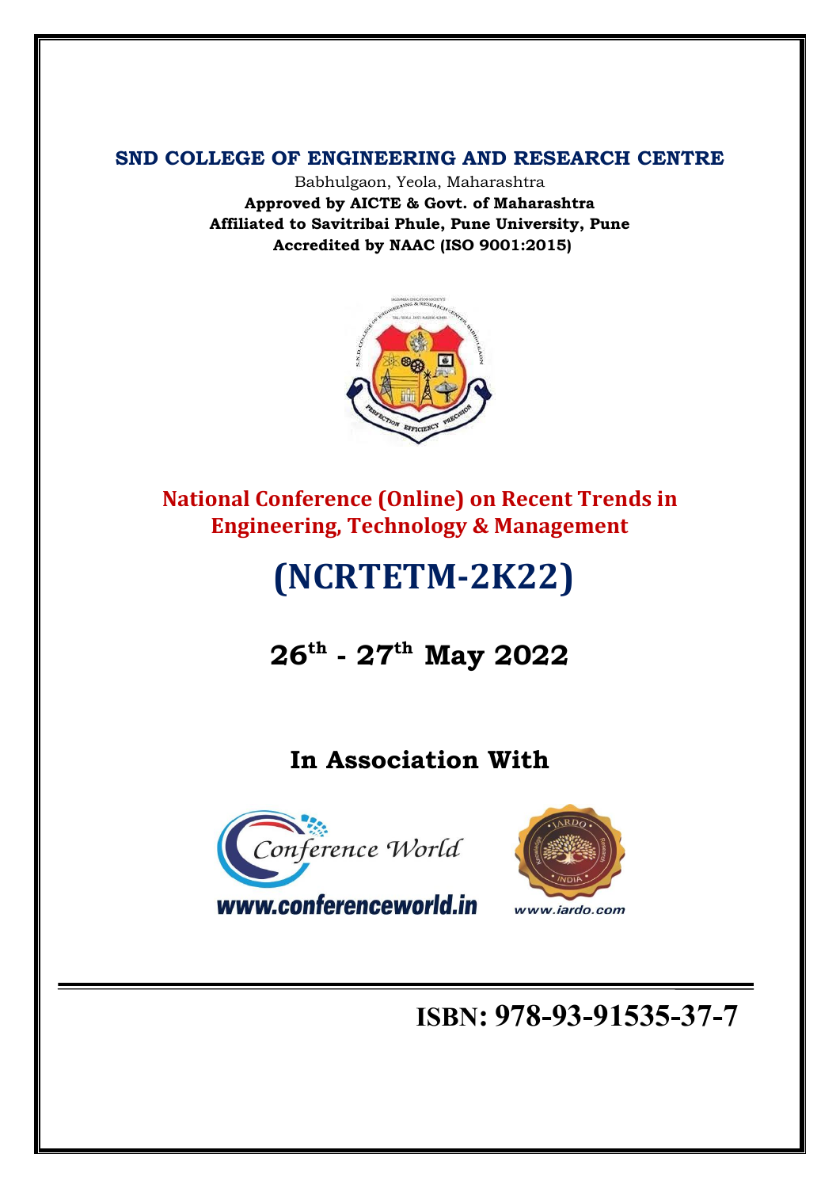**SND COLLEGE OF ENGINEERING AND RESEARCH CENTRE**

Babhulgaon, Yeola, Maharashtra

**Approved by AICTE & Govt. of Maharashtra**

**Affiliated to Savitribai Phule, Pune University, Pune**

**Accredited by NAAC (ISO 9001:2015)**

## National Conference (Online) on Recent Trends in Engineering, Technology & Management

# (NCRTETM-2K22)

## 26th - 27th May 2022

## In Association With

www.conferenceworld.in

www.iardo.com

**ISBN: 978-93-91535-37-7**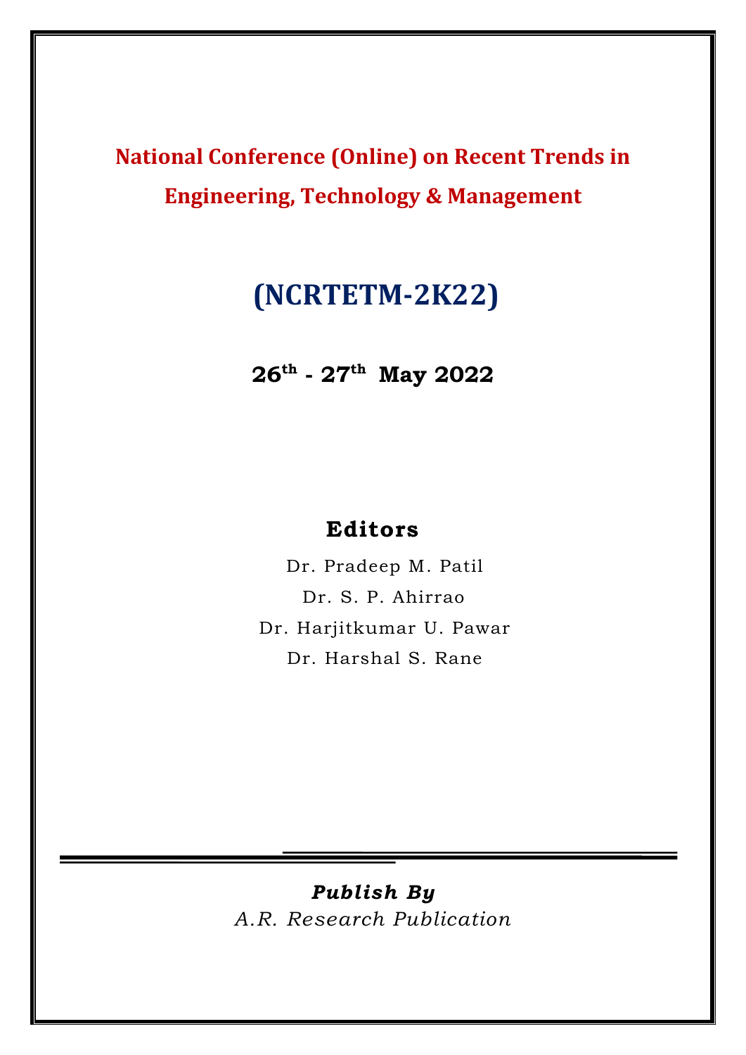# National Conference (Online) on Recent Trends in Engineering, Technology & Management

## (NCRTETM-2K22)

**26th - 27th May 2022**

**Editors**

Dr. Pradeep M. Patil

Dr. S. P. Ahirrao

Dr. Harjitkumar U. Pawar

Dr. Harshal S. Rane

***Publish By***

*A.R. Research Publication*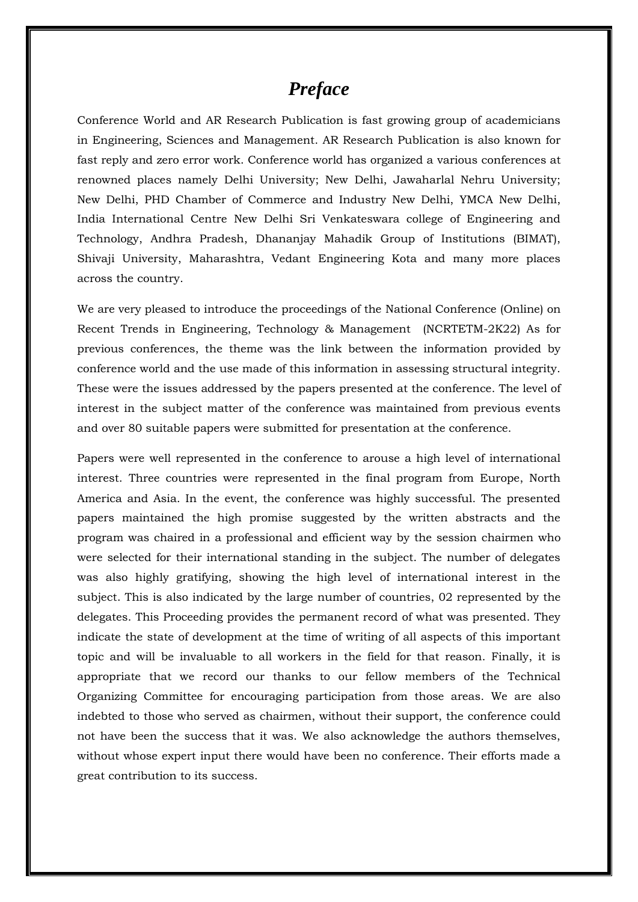# *Preface*

Conference World and AR Research Publication is fast growing group of academicians in Engineering, Sciences and Management. AR Research Publication is also known for fast reply and zero error work. Conference world has organized a various conferences at renowned places namely Delhi University; New Delhi, Jawaharlal Nehru University; New Delhi, PHD Chamber of Commerce and Industry New Delhi, YMCA New Delhi, India International Centre New Delhi Sri Venkateswara college of Engineering and Technology, Andhra Pradesh, Dhananjay Mahadik Group of Institutions (BIMAT), Shivaji University, Maharashtra, Vedant Engineering Kota and many more places across the country.

We are very pleased to introduce the proceedings of the National Conference (Online) on Recent Trends in Engineering, Technology & Management (NCRTETM-2K22) As for previous conferences, the theme was the link between the information provided by conference world and the use made of this information in assessing structural integrity. These were the issues addressed by the papers presented at the conference. The level of interest in the subject matter of the conference was maintained from previous events and over 80 suitable papers were submitted for presentation at the conference.

Papers were well represented in the conference to arouse a high level of international interest. Three countries were represented in the final program from Europe, North America and Asia. In the event, the conference was highly successful. The presented papers maintained the high promise suggested by the written abstracts and the program was chaired in a professional and efficient way by the session chairmen who were selected for their international standing in the subject. The number of delegates was also highly gratifying, showing the high level of international interest in the subject. This is also indicated by the large number of countries, 02 represented by the delegates. This Proceeding provides the permanent record of what was presented. They indicate the state of development at the time of writing of all aspects of this important topic and will be invaluable to all workers in the field for that reason. Finally, it is appropriate that we record our thanks to our fellow members of the Technical Organizing Committee for encouraging participation from those areas. We are also indebted to those who served as chairmen, without their support, the conference could not have been the success that it was. We also acknowledge the authors themselves, without whose expert input there would have been no conference. Their efforts made a great contribution to its success.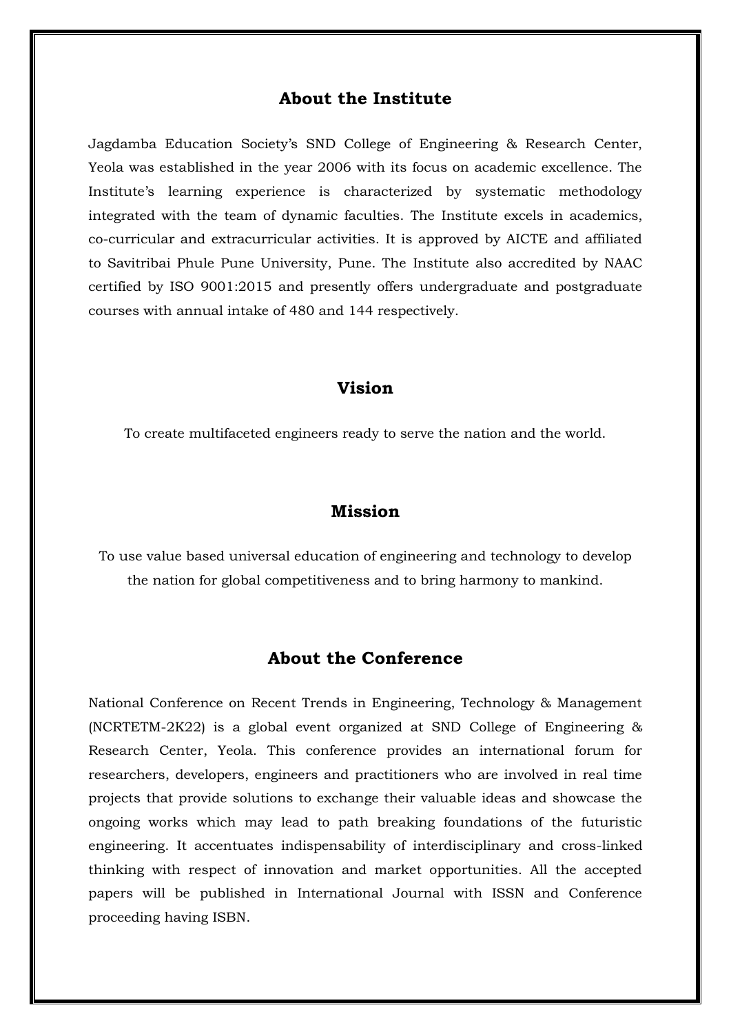## About the Institute

Jagdamba Education Society's SND College of Engineering & Research Center, Yeola was established in the year 2006 with its focus on academic excellence. The Institute's learning experience is characterized by systematic methodology integrated with the team of dynamic faculties. The Institute excels in academics, co-curricular and extracurricular activities. It is approved by AICTE and affiliated to Savitribai Phule Pune University, Pune. The Institute also accredited by NAAC certified by ISO 9001:2015 and presently offers undergraduate and postgraduate courses with annual intake of 480 and 144 respectively.

## Vision

To create multifaceted engineers ready to serve the nation and the world.

## Mission

To use value based universal education of engineering and technology to develop the nation for global competitiveness and to bring harmony to mankind.

## About the Conference

National Conference on Recent Trends in Engineering, Technology & Management (NCRTETM-2K22) is a global event organized at SND College of Engineering & Research Center, Yeola. This conference provides an international forum for researchers, developers, engineers and practitioners who are involved in real time projects that provide solutions to exchange their valuable ideas and showcase the ongoing works which may lead to path breaking foundations of the futuristic engineering. It accentuates indispensability of interdisciplinary and cross-linked thinking with respect of innovation and market opportunities. All the accepted papers will be published in International Journal with ISSN and Conference proceeding having ISBN.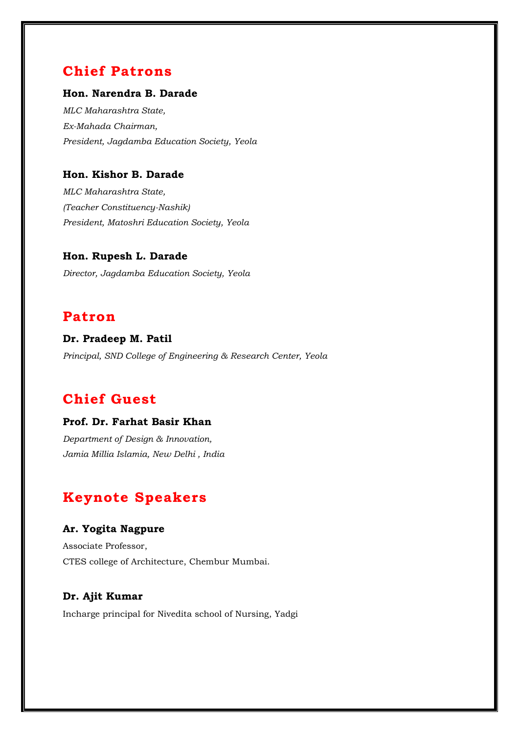## Chief Patrons

**Hon. Narendra B. Darade**

*MLC Maharashtra State,*
*Ex-Mahada Chairman,*
*President, Jagdamba Education Society, Yeola*

**Hon. Kishor B. Darade**

*MLC Maharashtra State,*
*(Teacher Constituency-Nashik)*
*President, Matoshri Education Society, Yeola*

**Hon. Rupesh L. Darade**

*Director, Jagdamba Education Society, Yeola*

## Patron

**Dr. Pradeep M. Patil**

*Principal, SND College of Engineering & Research Center, Yeola*

## Chief Guest

**Prof. Dr. Farhat Basir Khan**

*Department of Design & Innovation,*
*Jamia Millia Islamia, New Delhi , India*

## Keynote Speakers

**Ar. Yogita Nagpure**

Associate Professor,
CTES college of Architecture, Chembur Mumbai.

**Dr. Ajit Kumar**

Incharge principal for Nivedita school of Nursing, Yadgi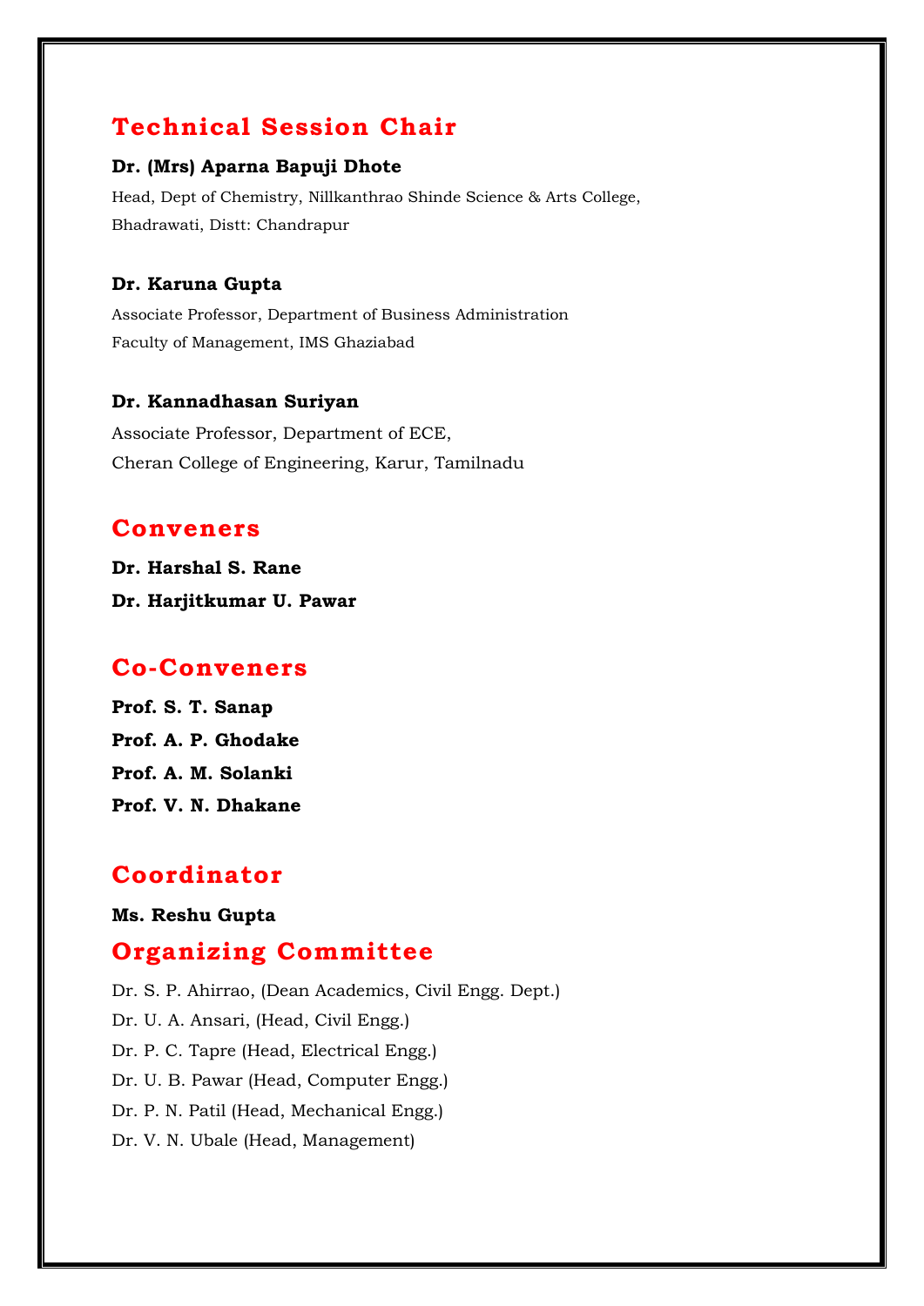## Technical Session Chair

**Dr. (Mrs) Aparna Bapuji Dhote**
Head, Dept of Chemistry, Nillkanthrao Shinde Science & Arts College,
Bhadrawati, Distt: Chandrapur

**Dr. Karuna Gupta**
Associate Professor, Department of Business Administration
Faculty of Management, IMS Ghaziabad

**Dr. Kannadhasan Suriyan**
Associate Professor, Department of ECE,
Cheran College of Engineering, Karur, Tamilnadu

## Conveners

**Dr. Harshal S. Rane**
**Dr. Harjitkumar U. Pawar**

## Co-Conveners

**Prof. S. T. Sanap**
**Prof. A. P. Ghodake**
**Prof. A. M. Solanki**
**Prof. V. N. Dhakane**

## Coordinator

**Ms. Reshu Gupta**

## Organizing Committee

Dr. S. P. Ahirrao, (Dean Academics, Civil Engg. Dept.)
Dr. U. A. Ansari, (Head, Civil Engg.)
Dr. P. C. Tapre (Head, Electrical Engg.)
Dr. U. B. Pawar (Head, Computer Engg.)
Dr. P. N. Patil (Head, Mechanical Engg.)
Dr. V. N. Ubale (Head, Management)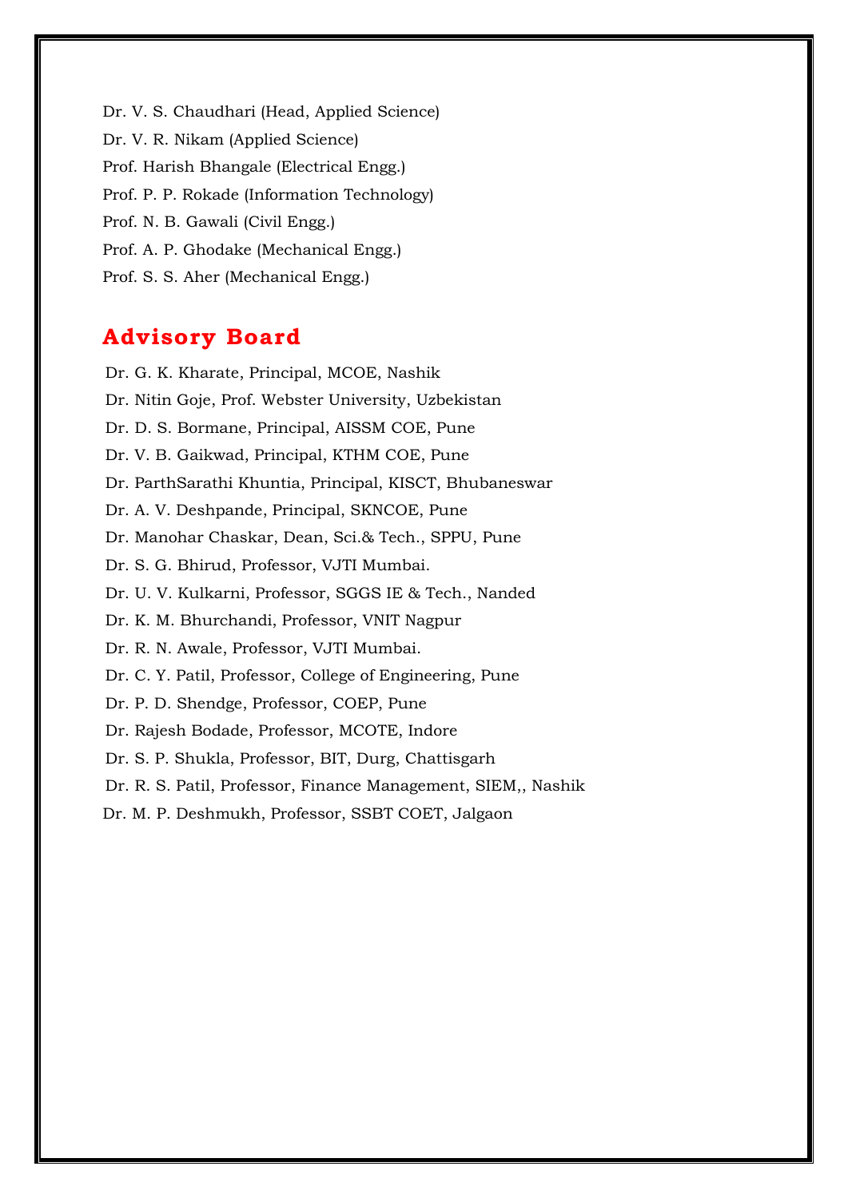Dr. V. S. Chaudhari (Head, Applied Science)

Dr. V. R. Nikam (Applied Science)

Prof. Harish Bhangale (Electrical Engg.)

Prof. P. P. Rokade (Information Technology)

Prof. N. B. Gawali (Civil Engg.)

Prof. A. P. Ghodake (Mechanical Engg.)

Prof. S. S. Aher (Mechanical Engg.)

## Advisory Board

Dr. G. K. Kharate, Principal, MCOE, Nashik

Dr. Nitin Goje, Prof. Webster University, Uzbekistan

Dr. D. S. Bormane, Principal, AISSM COE, Pune

Dr. V. B. Gaikwad, Principal, KTHM COE, Pune

Dr. ParthSarathi Khuntia, Principal, KISCT, Bhubaneswar

Dr. A. V. Deshpande, Principal, SKNCOE, Pune

Dr. Manohar Chaskar, Dean, Sci.& Tech., SPPU, Pune

Dr. S. G. Bhirud, Professor, VJTI Mumbai.

Dr. U. V. Kulkarni, Professor, SGGS IE & Tech., Nanded

Dr. K. M. Bhurchandi, Professor, VNIT Nagpur

Dr. R. N. Awale, Professor, VJTI Mumbai.

Dr. C. Y. Patil, Professor, College of Engineering, Pune

Dr. P. D. Shendge, Professor, COEP, Pune

Dr. Rajesh Bodade, Professor, MCOTE, Indore

Dr. S. P. Shukla, Professor, BIT, Durg, Chattisgarh

Dr. R. S. Patil, Professor, Finance Management, SIEM,, Nashik

Dr. M. P. Deshmukh, Professor, SSBT COET, Jalgaon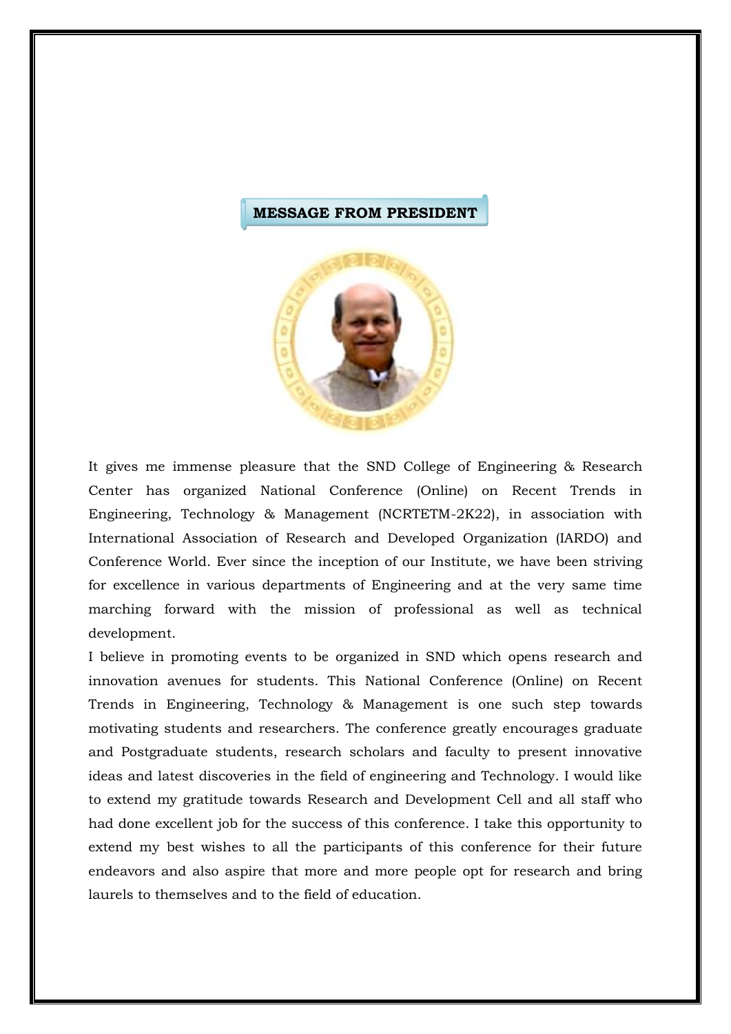## MESSAGE FROM PRESIDENT

It gives me immense pleasure that the SND College of Engineering & Research Center has organized National Conference (Online) on Recent Trends in Engineering, Technology & Management (NCRTETM-2K22), in association with International Association of Research and Developed Organization (IARDO) and Conference World. Ever since the inception of our Institute, we have been striving for excellence in various departments of Engineering and at the very same time marching forward with the mission of professional as well as technical development.

I believe in promoting events to be organized in SND which opens research and innovation avenues for students. This National Conference (Online) on Recent Trends in Engineering, Technology & Management is one such step towards motivating students and researchers. The conference greatly encourages graduate and Postgraduate students, research scholars and faculty to present innovative ideas and latest discoveries in the field of engineering and Technology. I would like to extend my gratitude towards Research and Development Cell and all staff who had done excellent job for the success of this conference. I take this opportunity to extend my best wishes to all the participants of this conference for their future endeavors and also aspire that more and more people opt for research and bring laurels to themselves and to the field of education.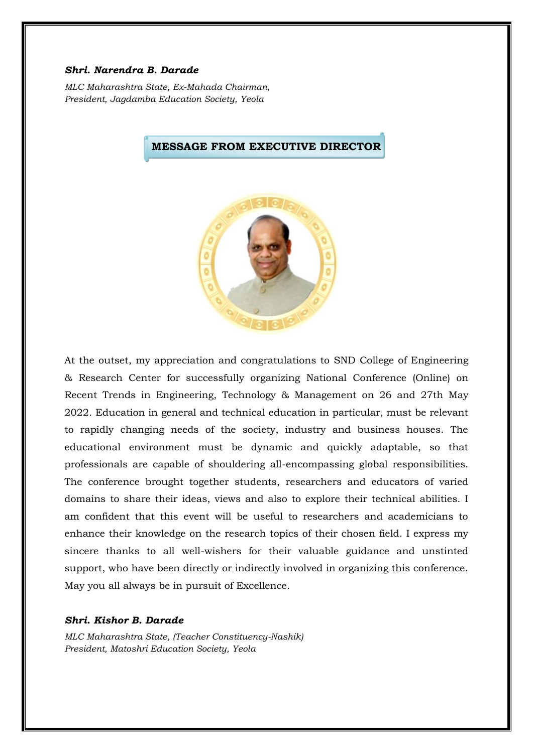***Shri. Narendra B. Darade***

*MLC Maharashtra State, Ex-Mahada Chairman,*
*President, Jagdamba Education Society, Yeola*

## MESSAGE FROM EXECUTIVE DIRECTOR

At the outset, my appreciation and congratulations to SND College of Engineering & Research Center for successfully organizing National Conference (Online) on Recent Trends in Engineering, Technology & Management on 26 and 27th May 2022. Education in general and technical education in particular, must be relevant to rapidly changing needs of the society, industry and business houses. The educational environment must be dynamic and quickly adaptable, so that professionals are capable of shouldering all-encompassing global responsibilities. The conference brought together students, researchers and educators of varied domains to share their ideas, views and also to explore their technical abilities. I am confident that this event will be useful to researchers and academicians to enhance their knowledge on the research topics of their chosen field. I express my sincere thanks to all well-wishers for their valuable guidance and unstinted support, who have been directly or indirectly involved in organizing this conference. May you all always be in pursuit of Excellence.

***Shri. Kishor B. Darade***

*MLC Maharashtra State, (Teacher Constituency-Nashik)*
*President, Matoshri Education Society, Yeola*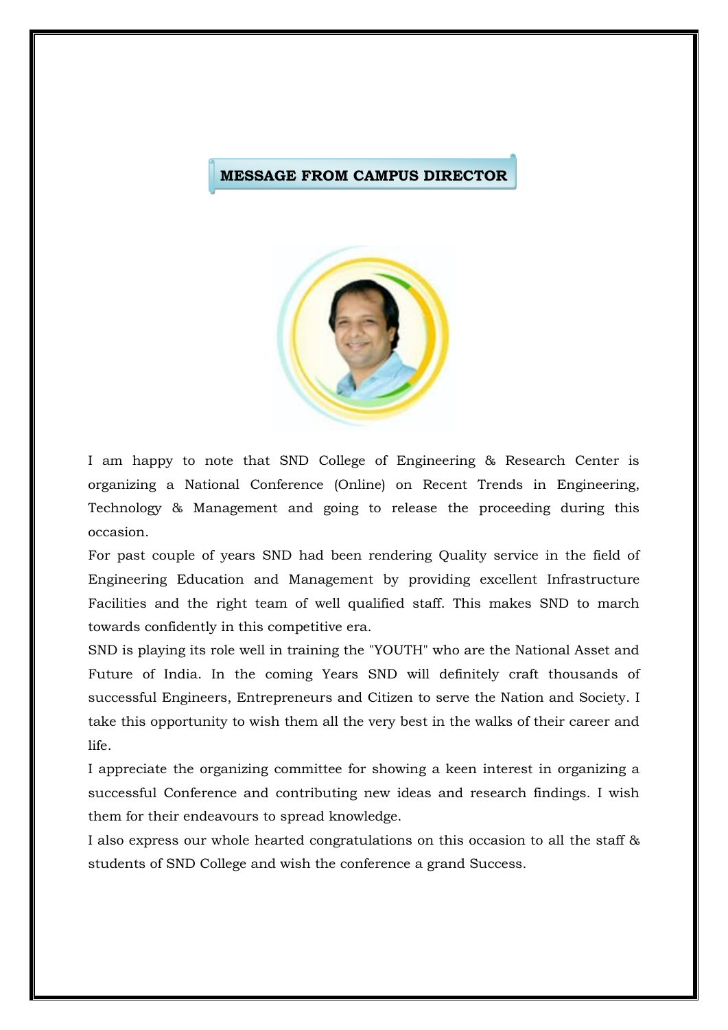## MESSAGE FROM CAMPUS DIRECTOR

I am happy to note that SND College of Engineering & Research Center is organizing a National Conference (Online) on Recent Trends in Engineering, Technology & Management and going to release the proceeding during this occasion.

For past couple of years SND had been rendering Quality service in the field of Engineering Education and Management by providing excellent Infrastructure Facilities and the right team of well qualified staff. This makes SND to march towards confidently in this competitive era.

SND is playing its role well in training the "YOUTH" who are the National Asset and Future of India. In the coming Years SND will definitely craft thousands of successful Engineers, Entrepreneurs and Citizen to serve the Nation and Society. I take this opportunity to wish them all the very best in the walks of their career and life.

I appreciate the organizing committee for showing a keen interest in organizing a successful Conference and contributing new ideas and research findings. I wish them for their endeavours to spread knowledge.

I also express our whole hearted congratulations on this occasion to all the staff & students of SND College and wish the conference a grand Success.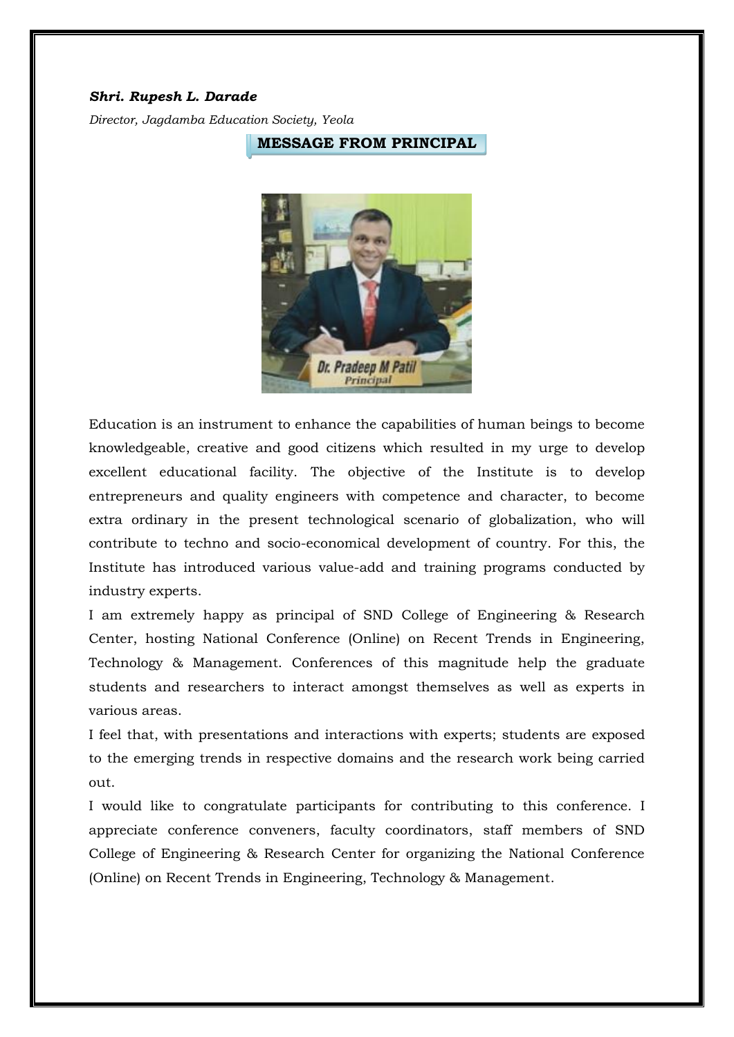***Shri. Rupesh L. Darade***

*Director, Jagdamba Education Society, Yeola*

## MESSAGE FROM PRINCIPAL

Education is an instrument to enhance the capabilities of human beings to become knowledgeable, creative and good citizens which resulted in my urge to develop excellent educational facility. The objective of the Institute is to develop entrepreneurs and quality engineers with competence and character, to become extra ordinary in the present technological scenario of globalization, who will contribute to techno and socio-economical development of country. For this, the Institute has introduced various value-add and training programs conducted by industry experts.

I am extremely happy as principal of SND College of Engineering & Research Center, hosting National Conference (Online) on Recent Trends in Engineering, Technology & Management. Conferences of this magnitude help the graduate students and researchers to interact amongst themselves as well as experts in various areas.

I feel that, with presentations and interactions with experts; students are exposed to the emerging trends in respective domains and the research work being carried out.

I would like to congratulate participants for contributing to this conference. I appreciate conference conveners, faculty coordinators, staff members of SND College of Engineering & Research Center for organizing the National Conference (Online) on Recent Trends in Engineering, Technology & Management.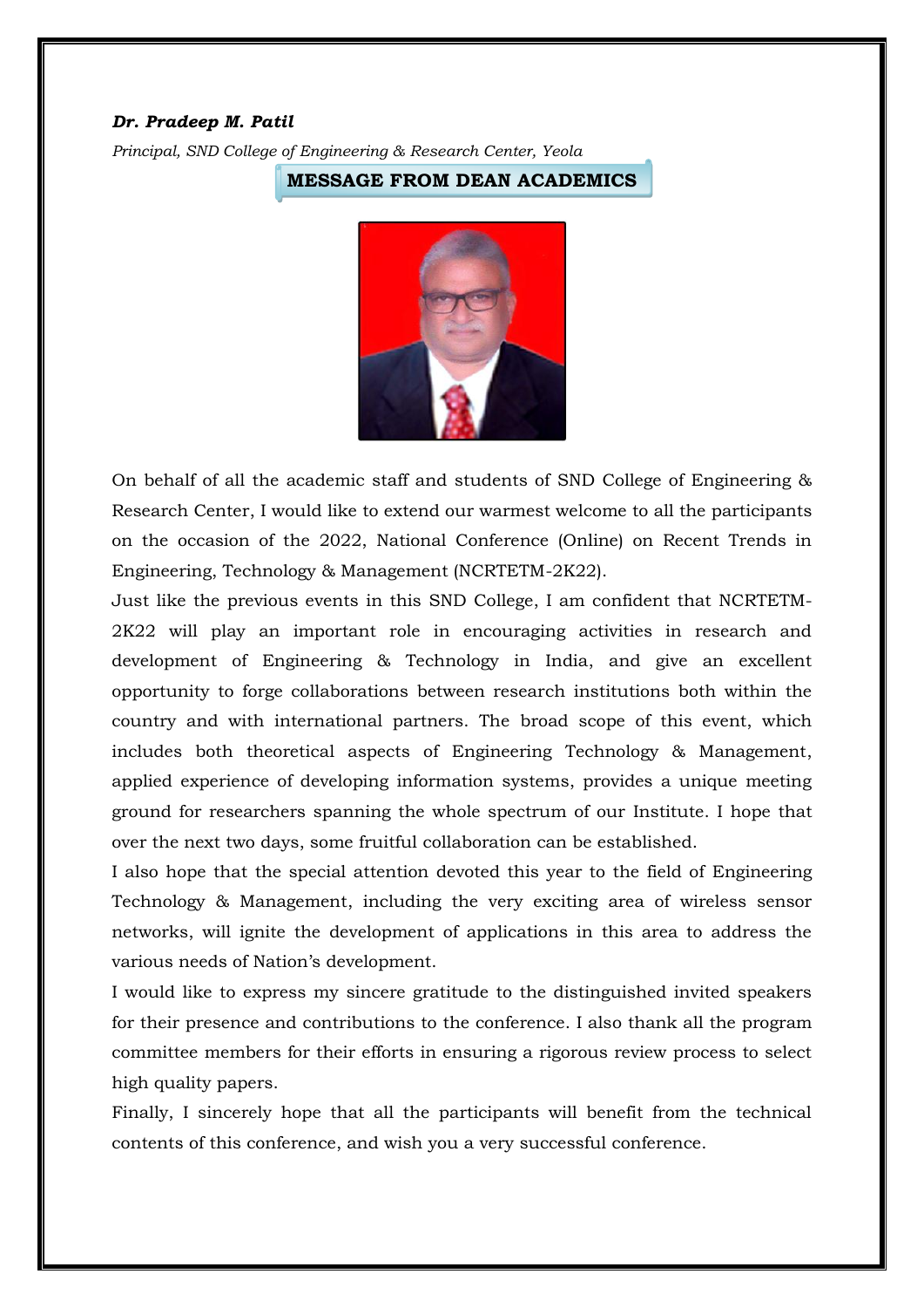***Dr. Pradeep M. Patil***

*Principal, SND College of Engineering & Research Center, Yeola*

## MESSAGE FROM DEAN ACADEMICS

On behalf of all the academic staff and students of SND College of Engineering & Research Center, I would like to extend our warmest welcome to all the participants on the occasion of the 2022, National Conference (Online) on Recent Trends in Engineering, Technology & Management (NCRTETM-2K22).

Just like the previous events in this SND College, I am confident that NCRTETM-2K22 will play an important role in encouraging activities in research and development of Engineering & Technology in India, and give an excellent opportunity to forge collaborations between research institutions both within the country and with international partners. The broad scope of this event, which includes both theoretical aspects of Engineering Technology & Management, applied experience of developing information systems, provides a unique meeting ground for researchers spanning the whole spectrum of our Institute. I hope that over the next two days, some fruitful collaboration can be established.

I also hope that the special attention devoted this year to the field of Engineering Technology & Management, including the very exciting area of wireless sensor networks, will ignite the development of applications in this area to address the various needs of Nation's development.

I would like to express my sincere gratitude to the distinguished invited speakers for their presence and contributions to the conference. I also thank all the program committee members for their efforts in ensuring a rigorous review process to select high quality papers.

Finally, I sincerely hope that all the participants will benefit from the technical contents of this conference, and wish you a very successful conference.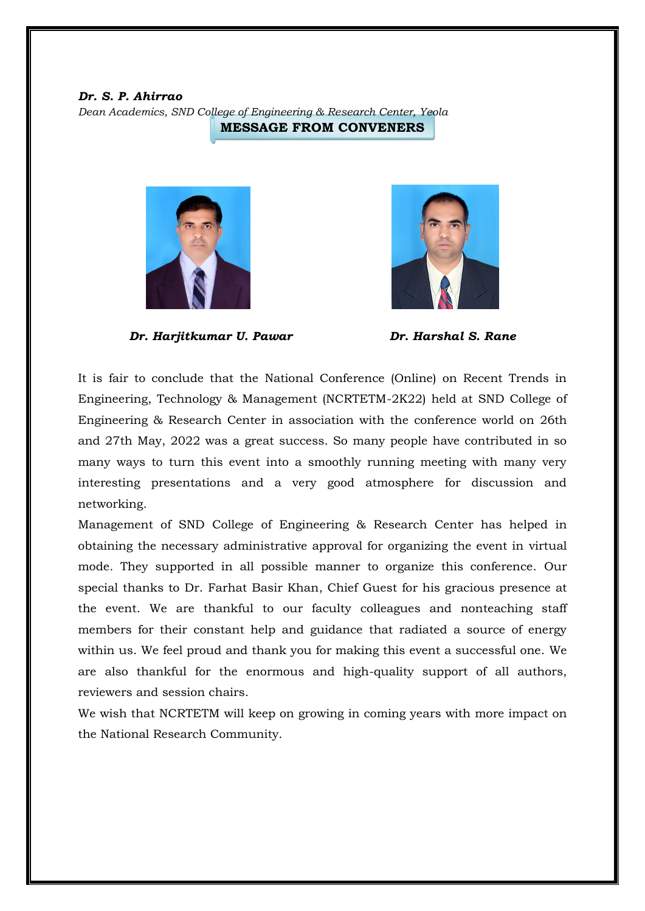***Dr. S. P. Ahirrao***

*Dean Academics, SND College of Engineering & Research Center, Yeola*

## MESSAGE FROM CONVENERS

***Dr. Harjitkumar U. Pawar*** ***Dr. Harshal S. Rane***

It is fair to conclude that the National Conference (Online) on Recent Trends in Engineering, Technology & Management (NCRTETM-2K22) held at SND College of Engineering & Research Center in association with the conference world on 26th and 27th May, 2022 was a great success. So many people have contributed in so many ways to turn this event into a smoothly running meeting with many very interesting presentations and a very good atmosphere for discussion and networking.

Management of SND College of Engineering & Research Center has helped in obtaining the necessary administrative approval for organizing the event in virtual mode. They supported in all possible manner to organize this conference. Our special thanks to Dr. Farhat Basir Khan, Chief Guest for his gracious presence at the event. We are thankful to our faculty colleagues and nonteaching staff members for their constant help and guidance that radiated a source of energy within us. We feel proud and thank you for making this event a successful one. We are also thankful for the enormous and high-quality support of all authors, reviewers and session chairs.

We wish that NCRTETM will keep on growing in coming years with more impact on the National Research Community.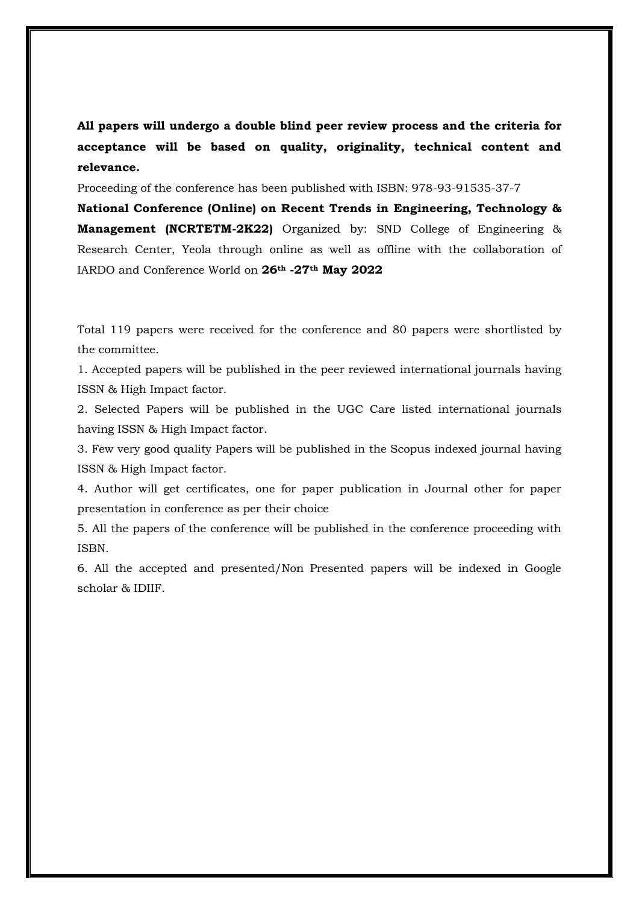**All papers will undergo a double blind peer review process and the criteria for acceptance will be based on quality, originality, technical content and relevance.**

Proceeding of the conference has been published with ISBN: 978-93-91535-37-7

**National Conference (Online) on Recent Trends in Engineering, Technology & Management (NCRTETM-2K22)** Organized by: SND College of Engineering & Research Center, Yeola through online as well as offline with the collaboration of IARDO and Conference World on **26th -27th May 2022**

Total 119 papers were received for the conference and 80 papers were shortlisted by the committee.

1. Accepted papers will be published in the peer reviewed international journals having ISSN & High Impact factor.
2. Selected Papers will be published in the UGC Care listed international journals having ISSN & High Impact factor.
3. Few very good quality Papers will be published in the Scopus indexed journal having ISSN & High Impact factor.
4. Author will get certificates, one for paper publication in Journal other for paper presentation in conference as per their choice
5. All the papers of the conference will be published in the conference proceeding with ISBN.
6. All the accepted and presented/Non Presented papers will be indexed in Google scholar & IDIIF.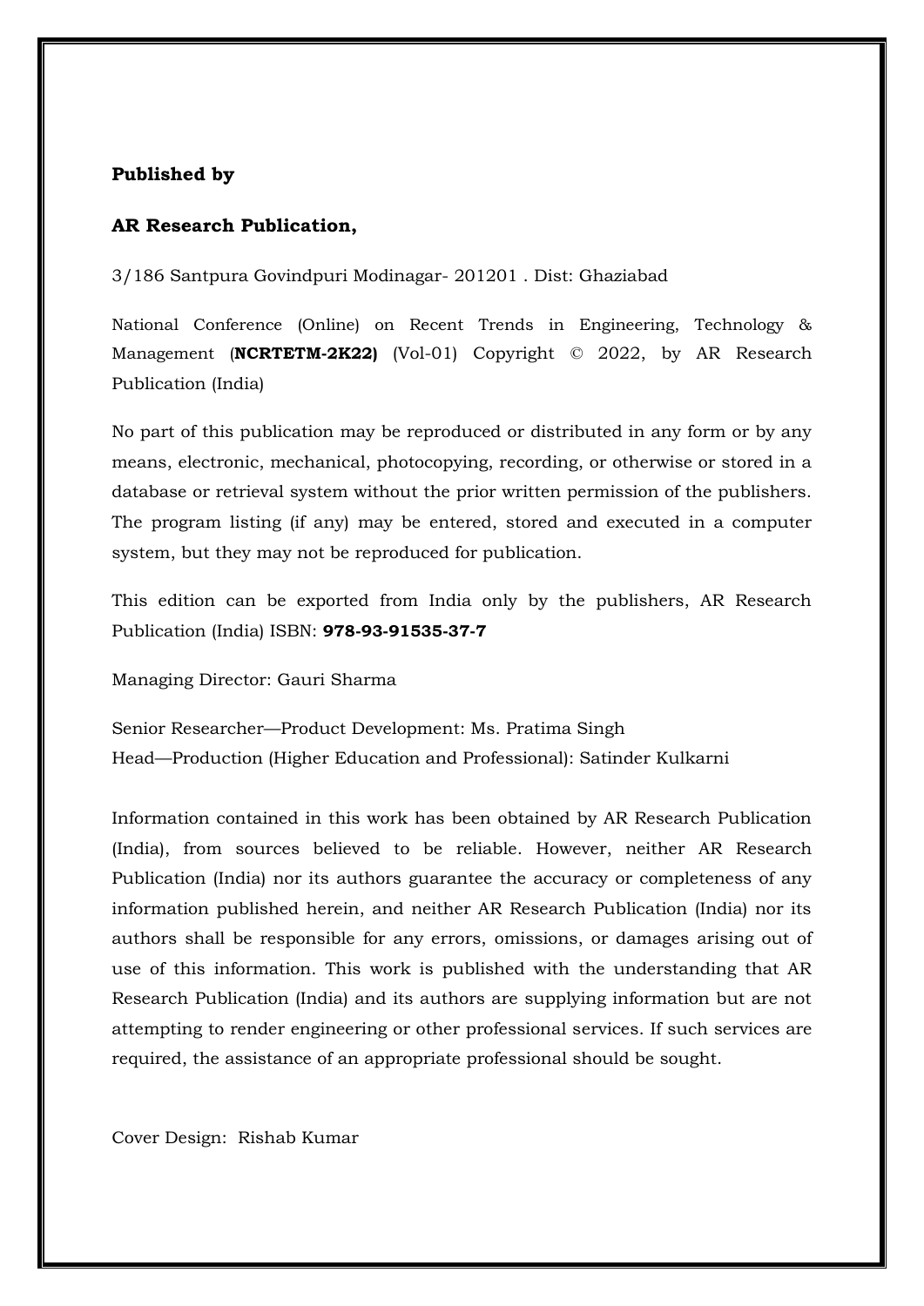**Published by**

**AR Research Publication,**

3/186 Santpura Govindpuri Modinagar- 201201 . Dist: Ghaziabad

National Conference (Online) on Recent Trends in Engineering, Technology & Management (**NCRTETM-2K22)** (Vol-01) Copyright © 2022, by AR Research Publication (India)

No part of this publication may be reproduced or distributed in any form or by any means, electronic, mechanical, photocopying, recording, or otherwise or stored in a database or retrieval system without the prior written permission of the publishers. The program listing (if any) may be entered, stored and executed in a computer system, but they may not be reproduced for publication.

This edition can be exported from India only by the publishers, AR Research Publication (India) ISBN: **978-93-91535-37-7**

Managing Director: Gauri Sharma

Senior Researcher—Product Development: Ms. Pratima Singh
Head—Production (Higher Education and Professional): Satinder Kulkarni

Information contained in this work has been obtained by AR Research Publication (India), from sources believed to be reliable. However, neither AR Research Publication (India) nor its authors guarantee the accuracy or completeness of any information published herein, and neither AR Research Publication (India) nor its authors shall be responsible for any errors, omissions, or damages arising out of use of this information. This work is published with the understanding that AR Research Publication (India) and its authors are supplying information but are not attempting to render engineering or other professional services. If such services are required, the assistance of an appropriate professional should be sought.

Cover Design: Rishab Kumar